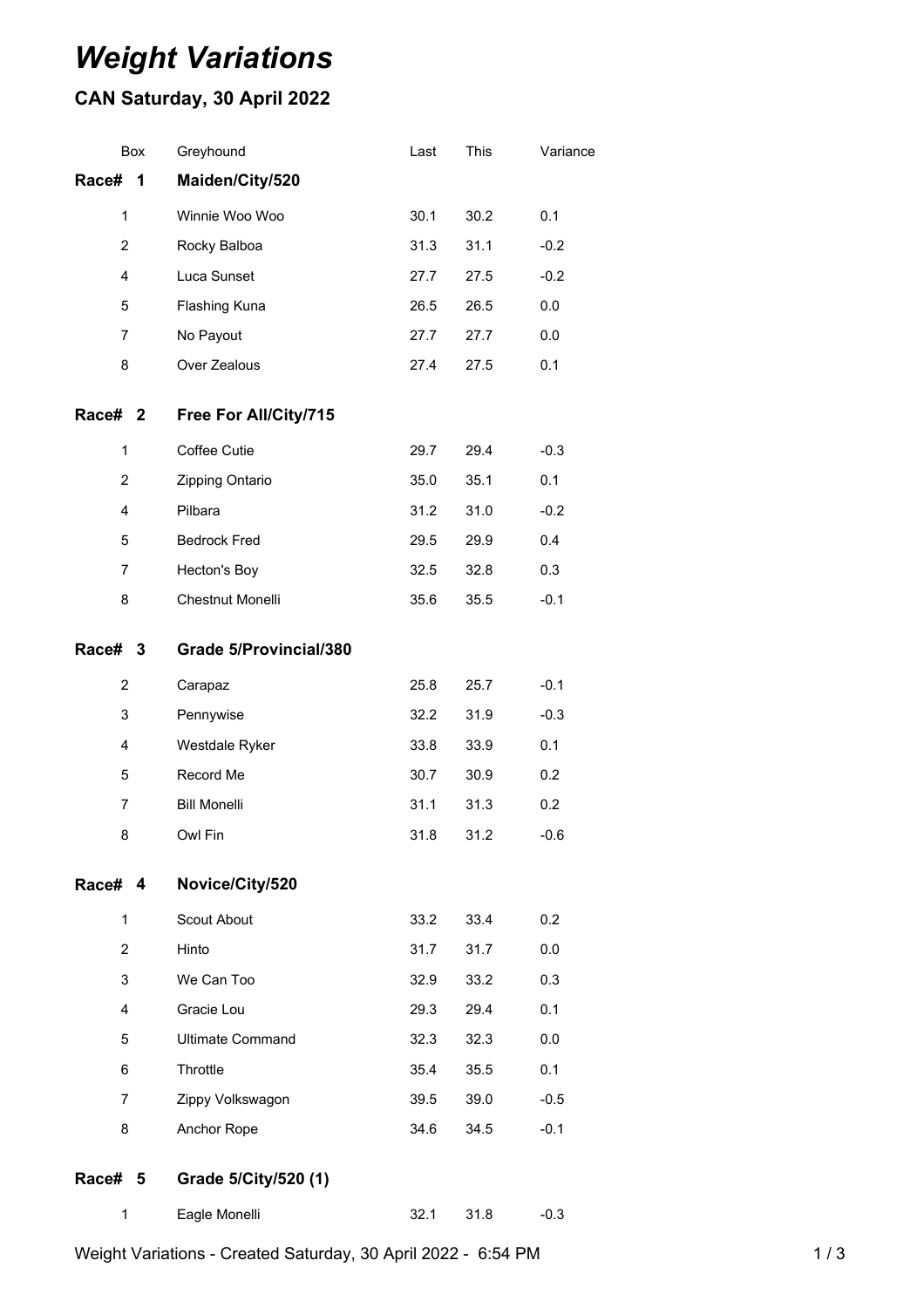# *Weight Variations*

## CAN Saturday, 30 April 2022

| Box | Greyhound | Last | This | Variance |
|---|---|---|---|---|
| **Race# 1** | **Maiden/City/520** | | | |
| 1 | Winnie Woo Woo | 30.1 | 30.2 | 0.1 |
| 2 | Rocky Balboa | 31.3 | 31.1 | -0.2 |
| 4 | Luca Sunset | 27.7 | 27.5 | -0.2 |
| 5 | Flashing Kuna | 26.5 | 26.5 | 0.0 |
| 7 | No Payout | 27.7 | 27.7 | 0.0 |
| 8 | Over Zealous | 27.4 | 27.5 | 0.1 |
| **Race# 2** | **Free For All/City/715** | | | |
| 1 | Coffee Cutie | 29.7 | 29.4 | -0.3 |
| 2 | Zipping Ontario | 35.0 | 35.1 | 0.1 |
| 4 | Pilbara | 31.2 | 31.0 | -0.2 |
| 5 | Bedrock Fred | 29.5 | 29.9 | 0.4 |
| 7 | Hecton's Boy | 32.5 | 32.8 | 0.3 |
| 8 | Chestnut Monelli | 35.6 | 35.5 | -0.1 |
| **Race# 3** | **Grade 5/Provincial/380** | | | |
| 2 | Carapaz | 25.8 | 25.7 | -0.1 |
| 3 | Pennywise | 32.2 | 31.9 | -0.3 |
| 4 | Westdale Ryker | 33.8 | 33.9 | 0.1 |
| 5 | Record Me | 30.7 | 30.9 | 0.2 |
| 7 | Bill Monelli | 31.1 | 31.3 | 0.2 |
| 8 | Owl Fin | 31.8 | 31.2 | -0.6 |
| **Race# 4** | **Novice/City/520** | | | |
| 1 | Scout About | 33.2 | 33.4 | 0.2 |
| 2 | Hinto | 31.7 | 31.7 | 0.0 |
| 3 | We Can Too | 32.9 | 33.2 | 0.3 |
| 4 | Gracie Lou | 29.3 | 29.4 | 0.1 |
| 5 | Ultimate Command | 32.3 | 32.3 | 0.0 |
| 6 | Throttle | 35.4 | 35.5 | 0.1 |
| 7 | Zippy Volkswagon | 39.5 | 39.0 | -0.5 |
| 8 | Anchor Rope | 34.6 | 34.5 | -0.1 |
| **Race# 5** | **Grade 5/City/520 (1)** | | | |
| 1 | Eagle Monelli | 32.1 | 31.8 | -0.3 |

Weight Variations - Created Saturday, 30 April 2022 - 6:54 PM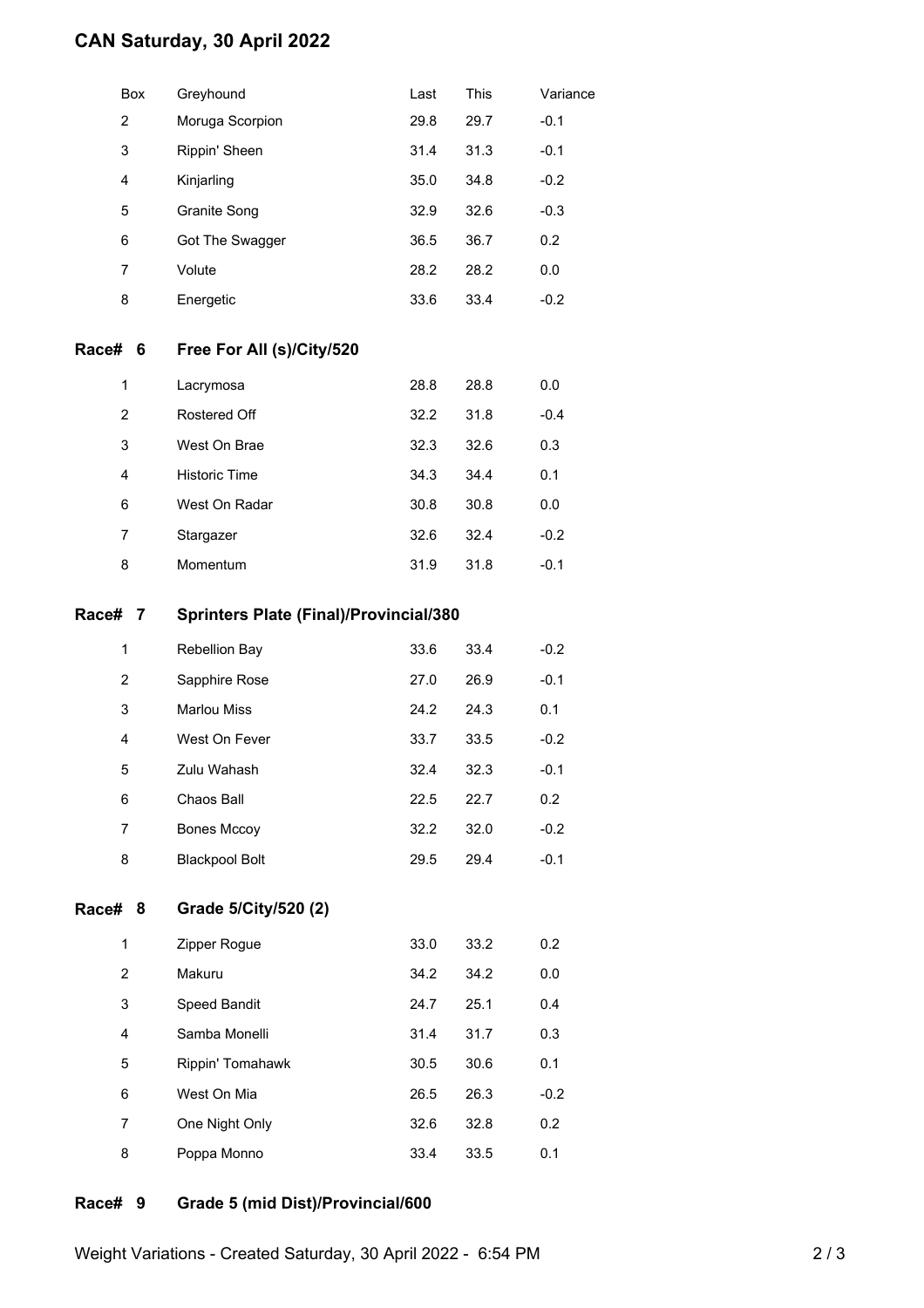# CAN Saturday, 30 April 2022

| Box | Greyhound | Last | This | Variance |
|---|---|---|---|---|
| 2 | Moruga Scorpion | 29.8 | 29.7 | -0.1 |
| 3 | Rippin' Sheen | 31.4 | 31.3 | -0.1 |
| 4 | Kinjarling | 35.0 | 34.8 | -0.2 |
| 5 | Granite Song | 32.9 | 32.6 | -0.3 |
| 6 | Got The Swagger | 36.5 | 36.7 | 0.2 |
| 7 | Volute | 28.2 | 28.2 | 0.0 |
| 8 | Energetic | 33.6 | 33.4 | -0.2 |

## Race# 6 Free For All (s)/City/520

| Box | Greyhound | Last | This | Variance |
|---|---|---|---|---|
| 1 | Lacrymosa | 28.8 | 28.8 | 0.0 |
| 2 | Rostered Off | 32.2 | 31.8 | -0.4 |
| 3 | West On Brae | 32.3 | 32.6 | 0.3 |
| 4 | Historic Time | 34.3 | 34.4 | 0.1 |
| 6 | West On Radar | 30.8 | 30.8 | 0.0 |
| 7 | Stargazer | 32.6 | 32.4 | -0.2 |
| 8 | Momentum | 31.9 | 31.8 | -0.1 |

## Race# 7 Sprinters Plate (Final)/Provincial/380

| Box | Greyhound | Last | This | Variance |
|---|---|---|---|---|
| 1 | Rebellion Bay | 33.6 | 33.4 | -0.2 |
| 2 | Sapphire Rose | 27.0 | 26.9 | -0.1 |
| 3 | Marlou Miss | 24.2 | 24.3 | 0.1 |
| 4 | West On Fever | 33.7 | 33.5 | -0.2 |
| 5 | Zulu Wahash | 32.4 | 32.3 | -0.1 |
| 6 | Chaos Ball | 22.5 | 22.7 | 0.2 |
| 7 | Bones Mccoy | 32.2 | 32.0 | -0.2 |
| 8 | Blackpool Bolt | 29.5 | 29.4 | -0.1 |

## Race# 8 Grade 5/City/520 (2)

| Box | Greyhound | Last | This | Variance |
|---|---|---|---|---|
| 1 | Zipper Rogue | 33.0 | 33.2 | 0.2 |
| 2 | Makuru | 34.2 | 34.2 | 0.0 |
| 3 | Speed Bandit | 24.7 | 25.1 | 0.4 |
| 4 | Samba Monelli | 31.4 | 31.7 | 0.3 |
| 5 | Rippin' Tomahawk | 30.5 | 30.6 | 0.1 |
| 6 | West On Mia | 26.5 | 26.3 | -0.2 |
| 7 | One Night Only | 32.6 | 32.8 | 0.2 |
| 8 | Poppa Monno | 33.4 | 33.5 | 0.1 |

## Race# 9 Grade 5 (mid Dist)/Provincial/600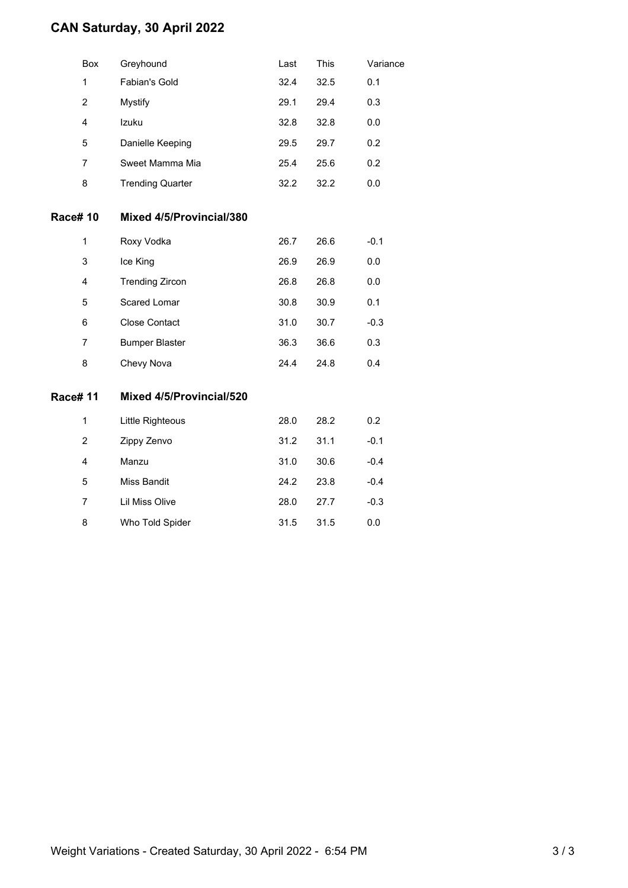# CAN Saturday, 30 April 2022

| Box | Greyhound | Last | This | Variance |
|---|---|---|---|---|
| 1 | Fabian's Gold | 32.4 | 32.5 | 0.1 |
| 2 | Mystify | 29.1 | 29.4 | 0.3 |
| 4 | Izuku | 32.8 | 32.8 | 0.0 |
| 5 | Danielle Keeping | 29.5 | 29.7 | 0.2 |
| 7 | Sweet Mamma Mia | 25.4 | 25.6 | 0.2 |
| 8 | Trending Quarter | 32.2 | 32.2 | 0.0 |

## Race# 10 Mixed 4/5/Provincial/380

| Box | Greyhound | Last | This | Variance |
|---|---|---|---|---|
| 1 | Roxy Vodka | 26.7 | 26.6 | -0.1 |
| 3 | Ice King | 26.9 | 26.9 | 0.0 |
| 4 | Trending Zircon | 26.8 | 26.8 | 0.0 |
| 5 | Scared Lomar | 30.8 | 30.9 | 0.1 |
| 6 | Close Contact | 31.0 | 30.7 | -0.3 |
| 7 | Bumper Blaster | 36.3 | 36.6 | 0.3 |
| 8 | Chevy Nova | 24.4 | 24.8 | 0.4 |

## Race# 11 Mixed 4/5/Provincial/520

| Box | Greyhound | Last | This | Variance |
|---|---|---|---|---|
| 1 | Little Righteous | 28.0 | 28.2 | 0.2 |
| 2 | Zippy Zenvo | 31.2 | 31.1 | -0.1 |
| 4 | Manzu | 31.0 | 30.6 | -0.4 |
| 5 | Miss Bandit | 24.2 | 23.8 | -0.4 |
| 7 | Lil Miss Olive | 28.0 | 27.7 | -0.3 |
| 8 | Who Told Spider | 31.5 | 31.5 | 0.0 |

Weight Variations - Created Saturday, 30 April 2022 - 6:54 PM